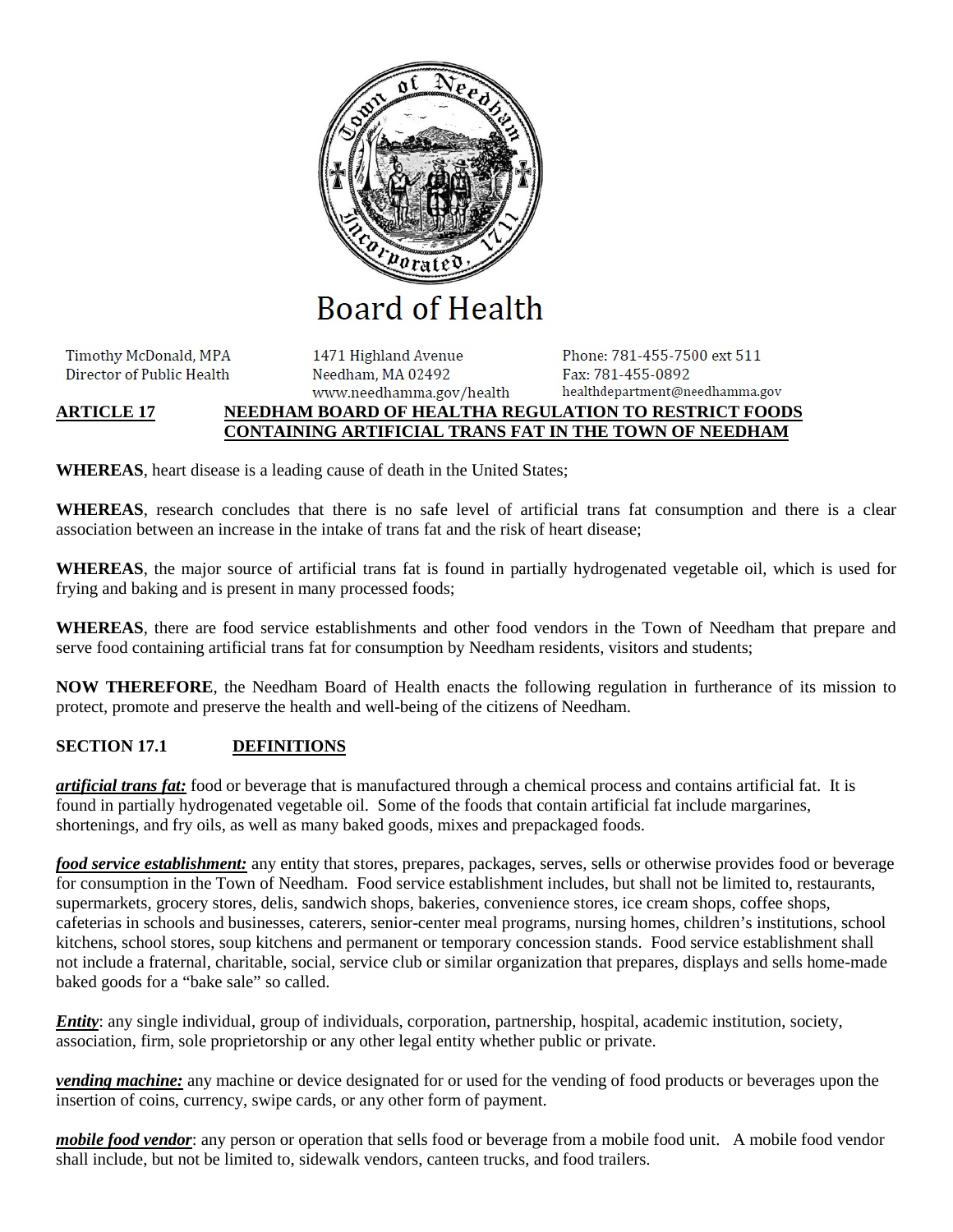# Board of Health

Timothy McDonald, MPA
Director of Public Health

1471 Highland Avenue
Needham, MA 02492
www.needhamma.gov/health

Phone: 781-455-7500 ext 511
Fax: 781-455-0892
healthdepartment@needhamma.gov

## ARTICLE 17 NEEDHAM BOARD OF HEALTHA REGULATION TO RESTRICT FOODS CONTAINING ARTIFICIAL TRANS FAT IN THE TOWN OF NEEDHAM

**WHEREAS**, heart disease is a leading cause of death in the United States;

**WHEREAS**, research concludes that there is no safe level of artificial trans fat consumption and there is a clear association between an increase in the intake of trans fat and the risk of heart disease;

**WHEREAS**, the major source of artificial trans fat is found in partially hydrogenated vegetable oil, which is used for frying and baking and is present in many processed foods;

**WHEREAS**, there are food service establishments and other food vendors in the Town of Needham that prepare and serve food containing artificial trans fat for consumption by Needham residents, visitors and students;

**NOW THEREFORE**, the Needham Board of Health enacts the following regulation in furtherance of its mission to protect, promote and preserve the health and well-being of the citizens of Needham.

### SECTION 17.1 DEFINITIONS

***artificial trans fat:*** food or beverage that is manufactured through a chemical process and contains artificial fat. It is found in partially hydrogenated vegetable oil. Some of the foods that contain artificial fat include margarines, shortenings, and fry oils, as well as many baked goods, mixes and prepackaged foods.

***food service establishment:*** any entity that stores, prepares, packages, serves, sells or otherwise provides food or beverage for consumption in the Town of Needham. Food service establishment includes, but shall not be limited to, restaurants, supermarkets, grocery stores, delis, sandwich shops, bakeries, convenience stores, ice cream shops, coffee shops, cafeterias in schools and businesses, caterers, senior-center meal programs, nursing homes, children's institutions, school kitchens, school stores, soup kitchens and permanent or temporary concession stands. Food service establishment shall not include a fraternal, charitable, social, service club or similar organization that prepares, displays and sells home-made baked goods for a "bake sale" so called.

***Entity***: any single individual, group of individuals, corporation, partnership, hospital, academic institution, society, association, firm, sole proprietorship or any other legal entity whether public or private.

***vending machine:*** any machine or device designated for or used for the vending of food products or beverages upon the insertion of coins, currency, swipe cards, or any other form of payment.

***mobile food vendor***: any person or operation that sells food or beverage from a mobile food unit. A mobile food vendor shall include, but not be limited to, sidewalk vendors, canteen trucks, and food trailers.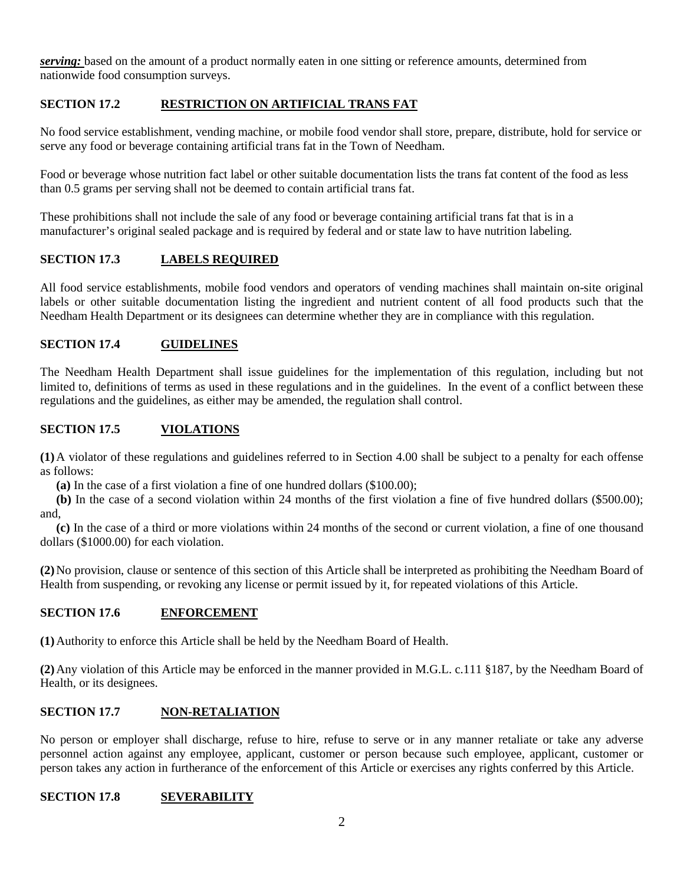***serving:*** based on the amount of a product normally eaten in one sitting or reference amounts, determined from nationwide food consumption surveys.

## SECTION 17.2 RESTRICTION ON ARTIFICIAL TRANS FAT

No food service establishment, vending machine, or mobile food vendor shall store, prepare, distribute, hold for service or serve any food or beverage containing artificial trans fat in the Town of Needham.

Food or beverage whose nutrition fact label or other suitable documentation lists the trans fat content of the food as less than 0.5 grams per serving shall not be deemed to contain artificial trans fat.

These prohibitions shall not include the sale of any food or beverage containing artificial trans fat that is in a manufacturer's original sealed package and is required by federal and or state law to have nutrition labeling.

## SECTION 17.3 LABELS REQUIRED

All food service establishments, mobile food vendors and operators of vending machines shall maintain on-site original labels or other suitable documentation listing the ingredient and nutrient content of all food products such that the Needham Health Department or its designees can determine whether they are in compliance with this regulation.

## SECTION 17.4 GUIDELINES

The Needham Health Department shall issue guidelines for the implementation of this regulation, including but not limited to, definitions of terms as used in these regulations and in the guidelines. In the event of a conflict between these regulations and the guidelines, as either may be amended, the regulation shall control.

## SECTION 17.5 VIOLATIONS

**(1)** A violator of these regulations and guidelines referred to in Section 4.00 shall be subject to a penalty for each offense as follows:

**(a)** In the case of a first violation a fine of one hundred dollars ($100.00);

**(b)** In the case of a second violation within 24 months of the first violation a fine of five hundred dollars ($500.00); and,

**(c)** In the case of a third or more violations within 24 months of the second or current violation, a fine of one thousand dollars ($1000.00) for each violation.

**(2)** No provision, clause or sentence of this section of this Article shall be interpreted as prohibiting the Needham Board of Health from suspending, or revoking any license or permit issued by it, for repeated violations of this Article.

## SECTION 17.6 ENFORCEMENT

**(1)** Authority to enforce this Article shall be held by the Needham Board of Health.

**(2)** Any violation of this Article may be enforced in the manner provided in M.G.L. c.111 §187, by the Needham Board of Health, or its designees.

## SECTION 17.7 NON-RETALIATION

No person or employer shall discharge, refuse to hire, refuse to serve or in any manner retaliate or take any adverse personnel action against any employee, applicant, customer or person because such employee, applicant, customer or person takes any action in furtherance of the enforcement of this Article or exercises any rights conferred by this Article.

## SECTION 17.8 SEVERABILITY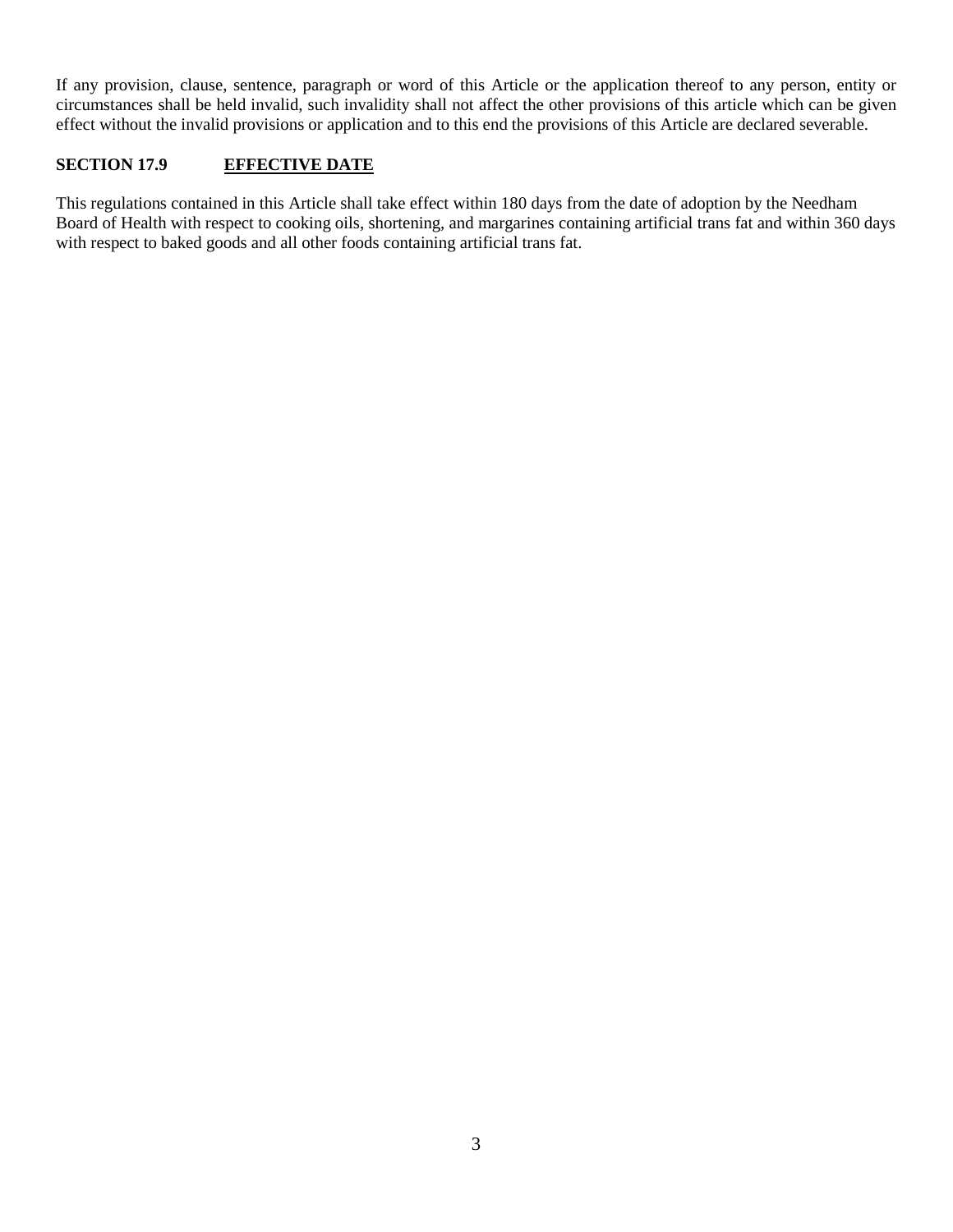If any provision, clause, sentence, paragraph or word of this Article or the application thereof to any person, entity or circumstances shall be held invalid, such invalidity shall not affect the other provisions of this article which can be given effect without the invalid provisions or application and to this end the provisions of this Article are declared severable.

### SECTION 17.9 EFFECTIVE DATE

This regulations contained in this Article shall take effect within 180 days from the date of adoption by the Needham Board of Health with respect to cooking oils, shortening, and margarines containing artificial trans fat and within 360 days with respect to baked goods and all other foods containing artificial trans fat.